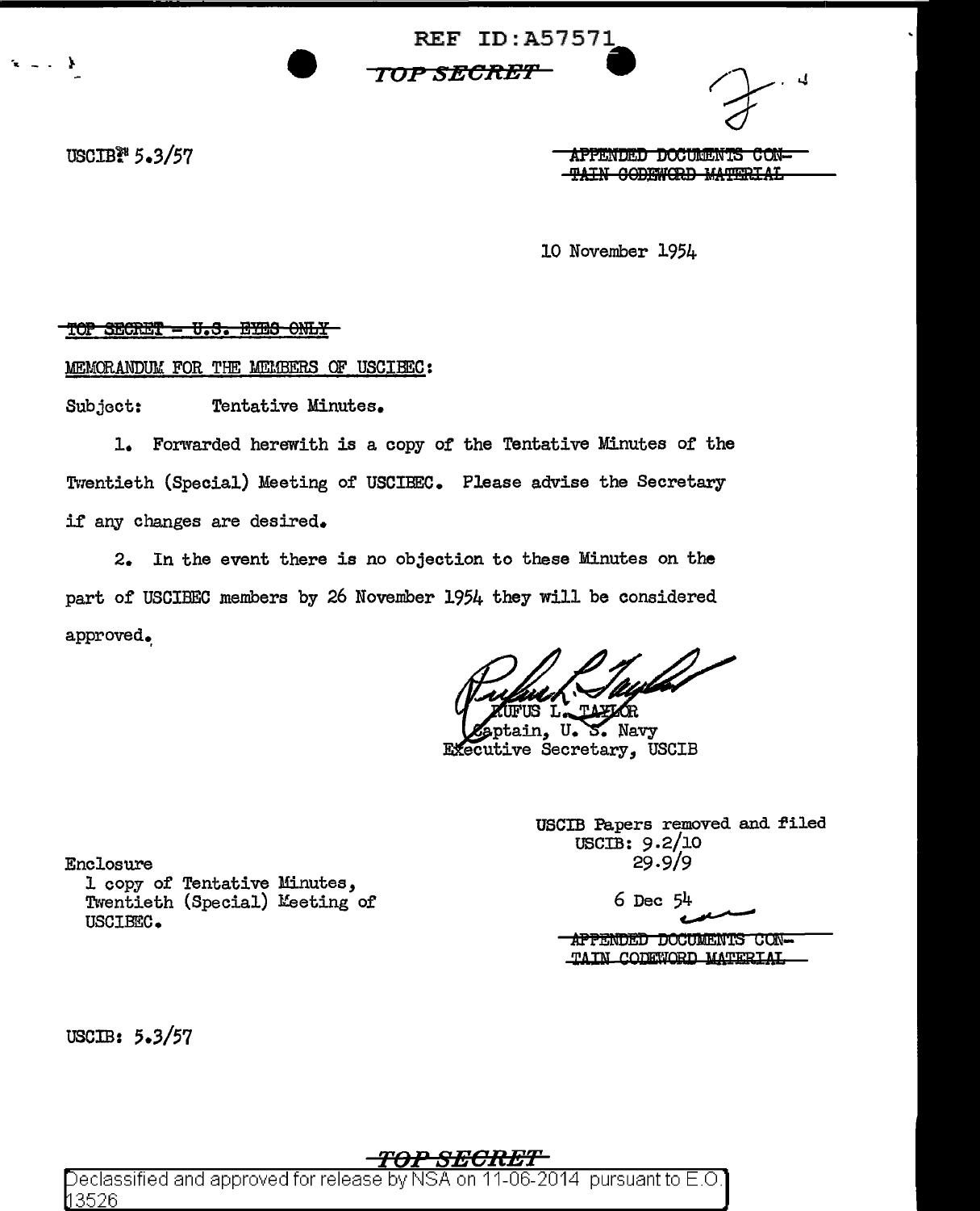REF ID:A57571

TOP SECRET

USCIB: 5.3/57

~~APPENDED DOCUMENTS CONTAIN CODEWORD MATERIAL~~

10 November 1954

~~TOP SECRET - U.S. EYES ONLY~~

MEMORANDUM FOR THE MEMBERS OF USCIBEC:

Subject: Tentative Minutes.

1. Forwarded herewith is a copy of the Tentative Minutes of the Twentieth (Special) Meeting of USCIBEC. Please advise the Secretary if any changes are desired.

2. In the event there is no objection to these Minutes on the part of USCIBEC members by 26 November 1954 they will be considered approved.

RUFUS L. TAYLOR
Captain, U. S. Navy
Executive Secretary, USCIB

USCIB Papers removed and filed
USCIB: 9.2/10
29.9/9

6 Dec 54

Enclosure
1 copy of Tentative Minutes, Twentieth (Special) Meeting of USCIBEC.

~~APPENDED DOCUMENTS CONTAIN CODEWORD MATERIAL~~

USCIB: 5.3/57

TOP SECRET

Declassified and approved for release by NSA on 11-06-2014 pursuant to E.O. 13526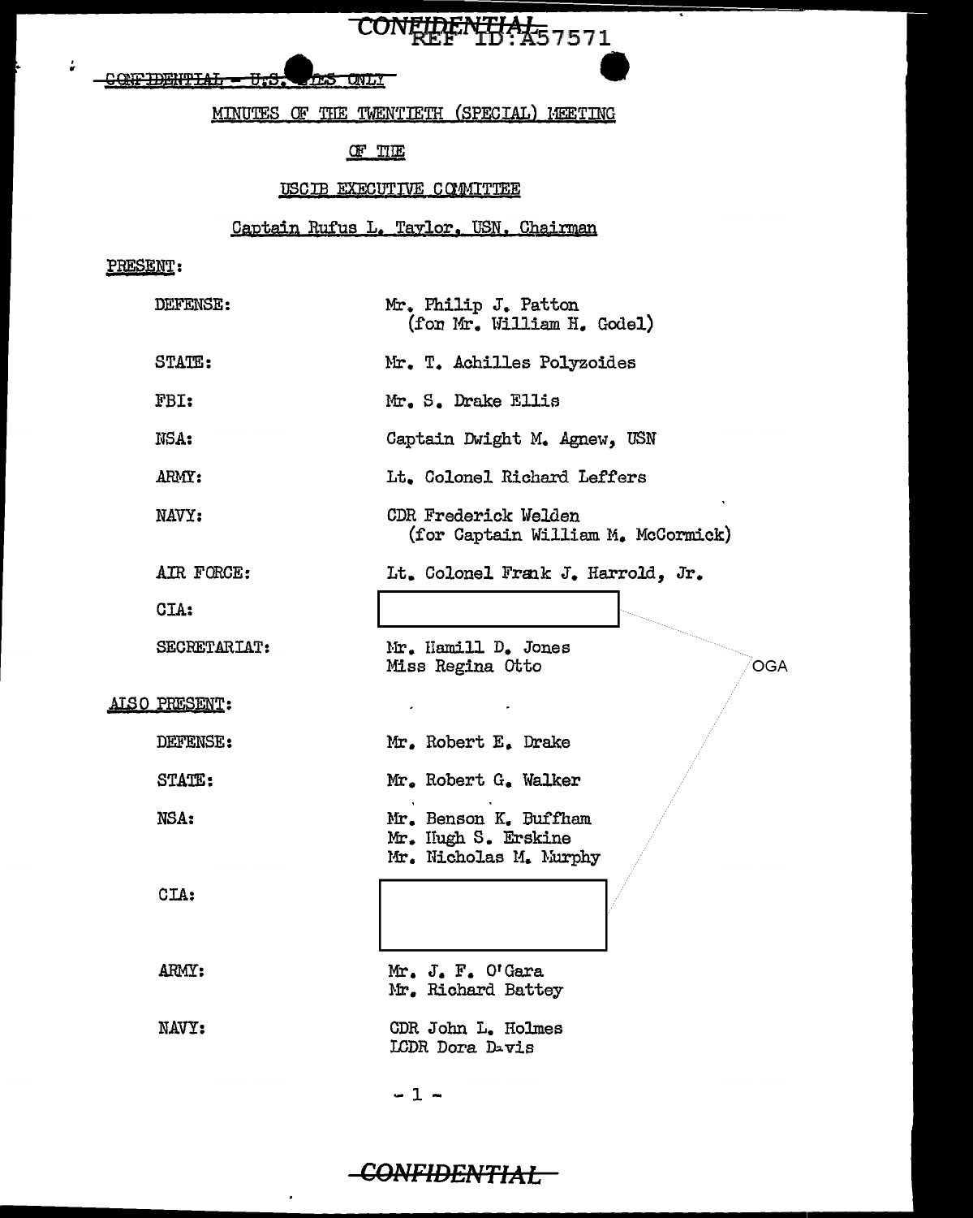CONFIDENTIAL
REF ID:A57571

CONFIDENTIAL - U.S. EYES ONLY

MINUTES OF THE TWENTIETH (SPECIAL) MEETING

OF THE

USCIB EXECUTIVE COMMITTEE

Captain Rufus L. Taylor, USN, Chairman

PRESENT:

| | |
|---|---|
| DEFENSE: | Mr. Philip J. Patton (for Mr. William H. Godel) |
| STATE: | Mr. T. Achilles Polyzoides |
| FBI: | Mr. S. Drake Ellis |
| NSA: | Captain Dwight M. Agnew, USN |
| ARMY: | Lt. Colonel Richard Leffers |
| NAVY: | CDR Frederick Welden (for Captain William M. McCormick) |
| AIR FORCE: | Lt. Colonel Frank J. Harrold, Jr. |
| CIA: | [redacted] |
| SECRETARIAT: | Mr. Hamill D. Jones<br>Miss Regina Otto |

OGA

ALSO PRESENT:

| | |
|---|---|
| DEFENSE: | Mr. Robert E. Drake |
| STATE: | Mr. Robert G. Walker |
| NSA: | Mr. Benson K. Buffham<br>Mr. Hugh S. Erskine<br>Mr. Nicholas M. Murphy |
| CIA: | [redacted] |
| ARMY: | Mr. J. F. O'Gara<br>Mr. Richard Battey |
| NAVY: | CDR John L. Holmes<br>LCDR Dora Davis |

CONFIDENTIAL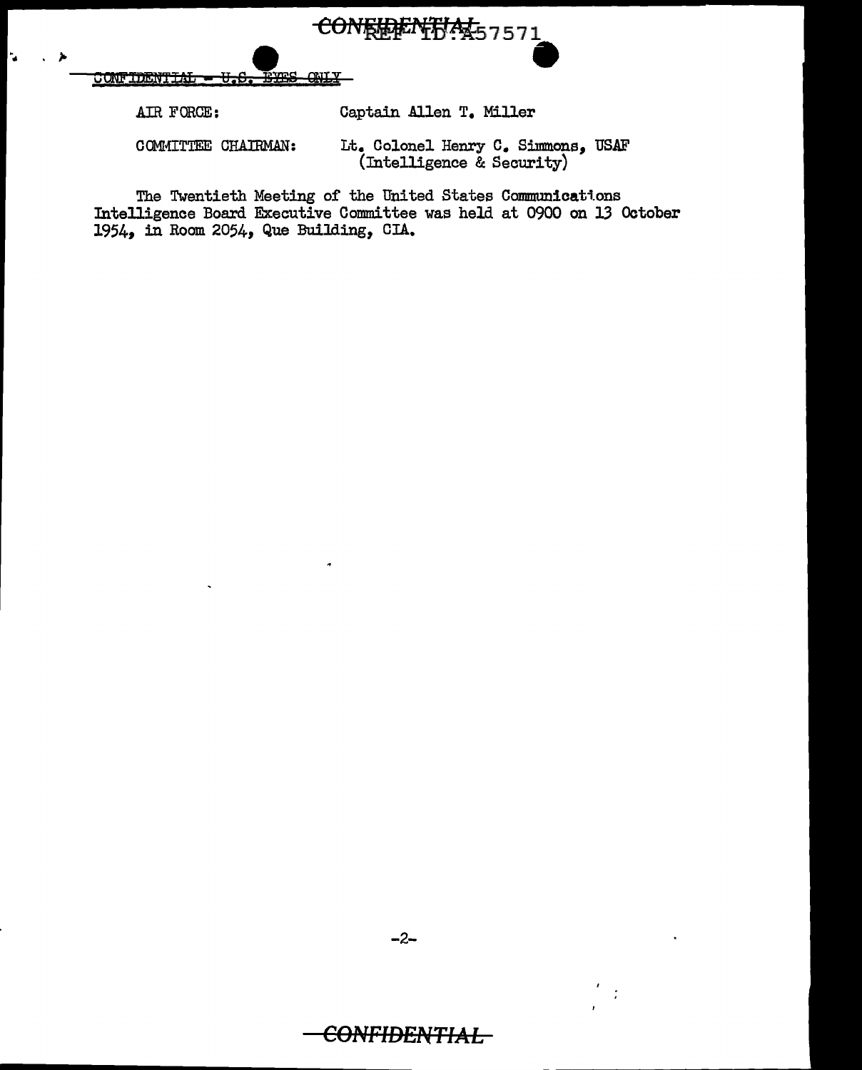CONFIDENTIAL - U.S. EYES ONLY

| | |
|---|---|
| AIR FORCE: | Captain Allen T. Miller |
| COMMITTEE CHAIRMAN: | Lt. Colonel Henry C. Simmons, USAF (Intelligence & Security) |

The Twentieth Meeting of the United States Communications Intelligence Board Executive Committee was held at 0900 on 13 October 1954, in Room 2054, Que Building, CIA.

CONFIDENTIAL